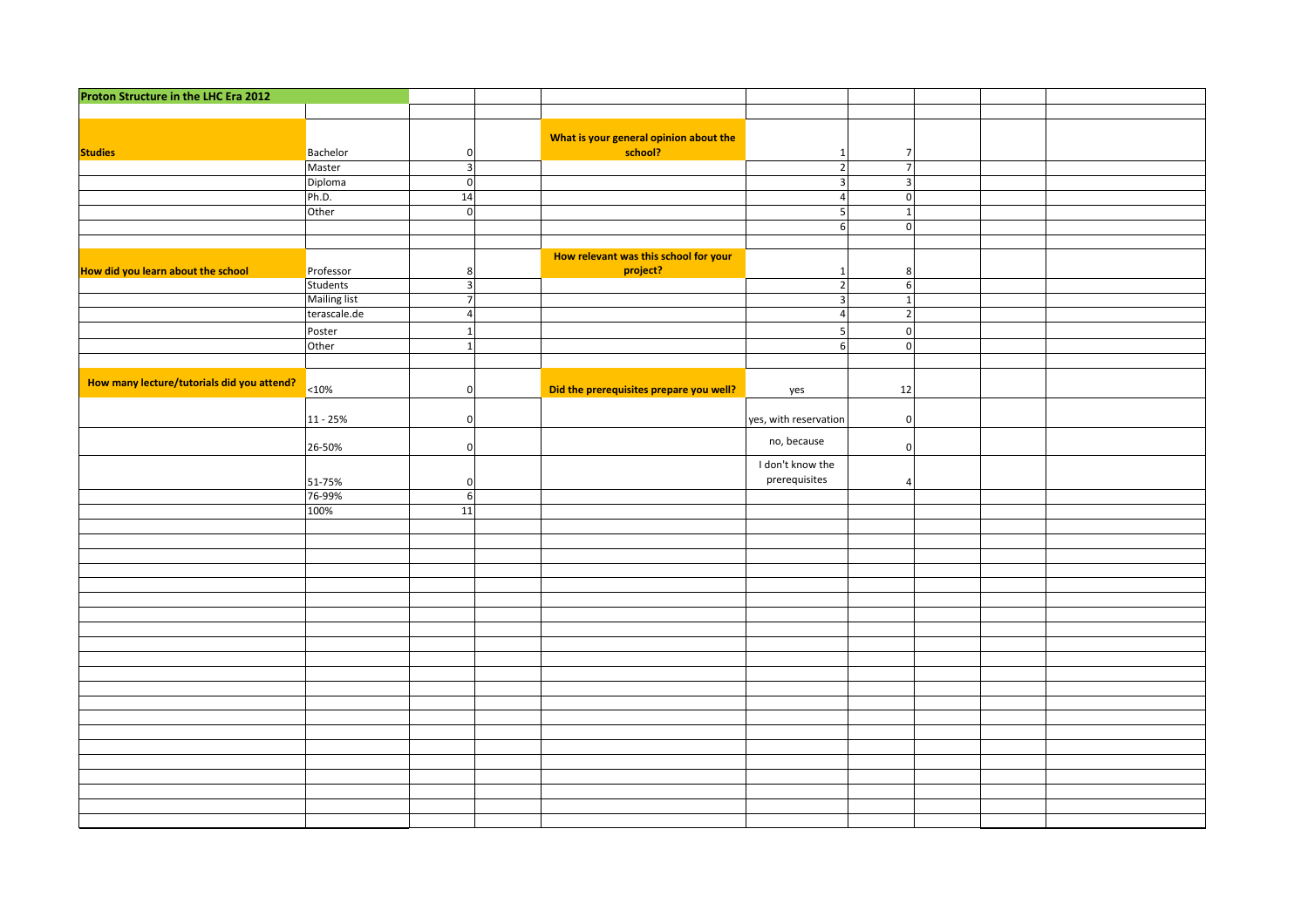## Proton Structure in the LHC Era 2012

| Studies | | | What is your general opinion about the school? | | |
|---|---|---|---|---|---|
| | Bachelor | 0 | | 1 | 7 |
| | Master | 3 | | 2 | 7 |
| | Diploma | 0 | | 3 | 3 |
| | Ph.D. | 14 | | 4 | 0 |
| | Other | 0 | | 5 | 1 |
| | | | | 6 | 0 |

| How did you learn about the school | | | How relevant was this school for your project? | | |
|---|---|---|---|---|---|
| | Professor | 8 | | 1 | 8 |
| | Students | 3 | | 2 | 6 |
| | Mailing list | 7 | | 3 | 1 |
| | terascale.de | 4 | | 4 | 2 |
| | Poster | 1 | | 5 | 0 |
| | Other | 1 | | 6 | 0 |

| How many lecture/tutorials did you attend? | | | Did the prerequisites prepare you well? | | |
|---|---|---|---|---|---|
| | <10% | 0 | | yes | 12 |
| | 11 - 25% | 0 | | yes, with reservation | 0 |
| | 26-50% | 0 | | no, because | 0 |
| | 51-75% | 0 | | I don't know the prerequisites | 4 |
| | 76-99% | 6 | | | |
| | 100% | 11 | | | |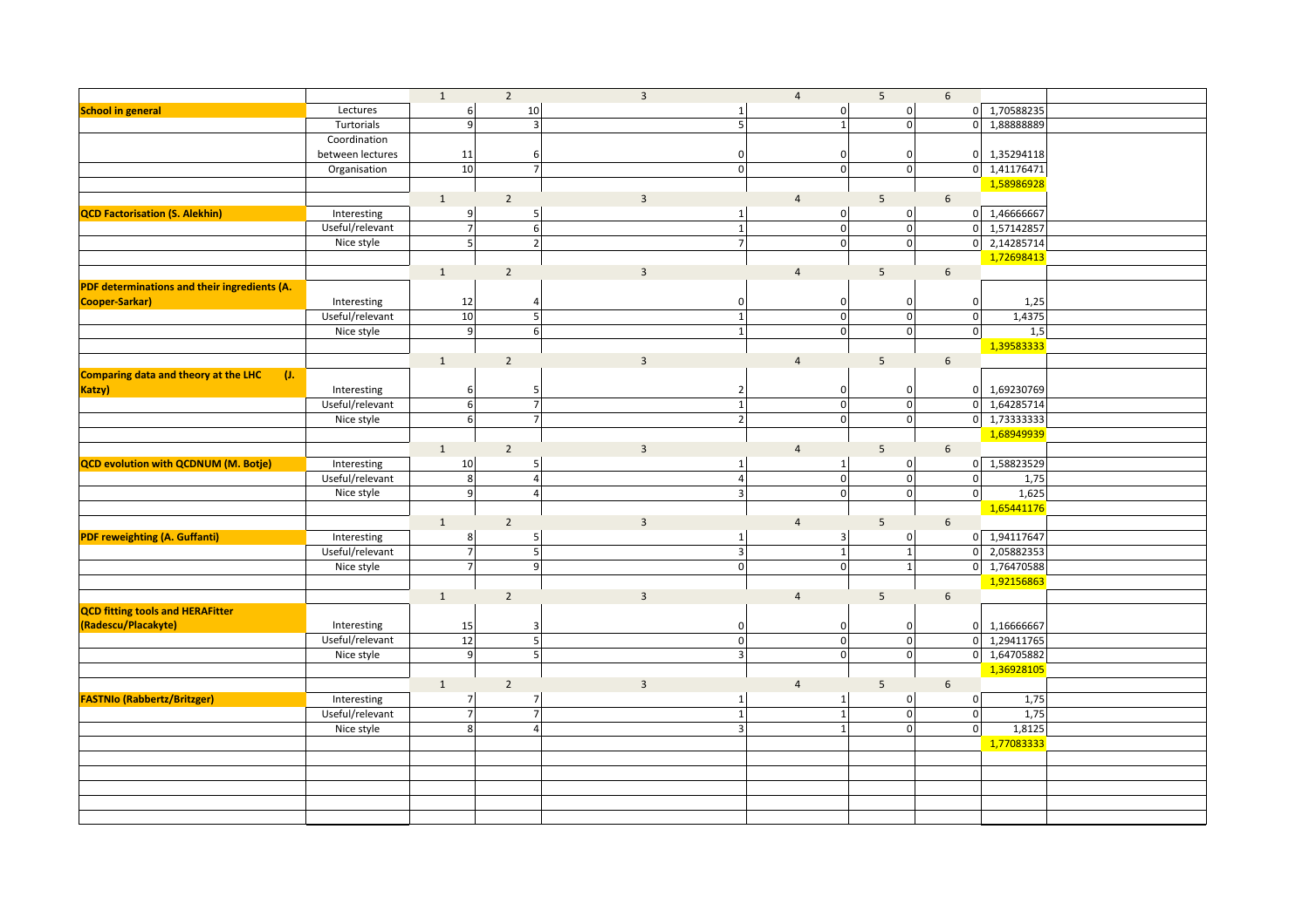| | | 1 | 2 | 3 | 4 | 5 | 6 | | |
|---|---|---|---|---|---|---|---|---|---|
| **School in general** | Lectures | 6 | 10 | 1 | 0 | 0 | 0 | 1,70588235 | |
| | Turtorials | 9 | 3 | 5 | 1 | 0 | 0 | 1,88888889 | |
| | Coordination between lectures | 11 | 6 | 0 | 0 | 0 | 0 | 1,35294118 | |
| | Organisation | 10 | 7 | 0 | 0 | 0 | 0 | 1,41176471 | |
| | | | | | | | | 1,58986928 | |
| | | 1 | 2 | 3 | 4 | 5 | 6 | | |
| **QCD Factorisation (S. Alekhin)** | Interesting | 9 | 5 | 1 | 0 | 0 | 0 | 1,46666667 | |
| | Useful/relevant | 7 | 6 | 1 | 0 | 0 | 0 | 1,57142857 | |
| | Nice style | 5 | 2 | 7 | 0 | 0 | 0 | 2,14285714 | |
| | | | | | | | | 1,72698413 | |
| | | 1 | 2 | 3 | 4 | 5 | 6 | | |
| **PDF determinations and their ingredients (A. Cooper-Sarkar)** | Interesting | 12 | 4 | 0 | 0 | 0 | 0 | 1,25 | |
| | Useful/relevant | 10 | 5 | 1 | 0 | 0 | 0 | 1,4375 | |
| | Nice style | 9 | 6 | 1 | 0 | 0 | 0 | 1,5 | |
| | | | | | | | | 1,39583333 | |
| | | 1 | 2 | 3 | 4 | 5 | 6 | | |
| **Comparing data and theory at the LHC (J. Katzy)** | Interesting | 6 | 5 | 2 | 0 | 0 | 0 | 1,69230769 | |
| | Useful/relevant | 6 | 7 | 1 | 0 | 0 | 0 | 1,64285714 | |
| | Nice style | 6 | 7 | 2 | 0 | 0 | 0 | 1,73333333 | |
| | | | | | | | | 1,68949939 | |
| | | 1 | 2 | 3 | 4 | 5 | 6 | | |
| **QCD evolution with QCDNUM (M. Botje)** | Interesting | 10 | 5 | 1 | 1 | 0 | 0 | 1,58823529 | |
| | Useful/relevant | 8 | 4 | 4 | 0 | 0 | 0 | 1,75 | |
| | Nice style | 9 | 4 | 3 | 0 | 0 | 0 | 1,625 | |
| | | | | | | | | 1,65441176 | |
| | | 1 | 2 | 3 | 4 | 5 | 6 | | |
| **PDF reweighting (A. Guffanti)** | Interesting | 8 | 5 | 1 | 3 | 0 | 0 | 1,94117647 | |
| | Useful/relevant | 7 | 5 | 3 | 1 | 1 | 0 | 2,05882353 | |
| | Nice style | 7 | 9 | 0 | 0 | 1 | 0 | 1,76470588 | |
| | | | | | | | | 1,92156863 | |
| | | 1 | 2 | 3 | 4 | 5 | 6 | | |
| **QCD fitting tools and HERAFitter (Radescu/Placakyte)** | Interesting | 15 | 3 | 0 | 0 | 0 | 0 | 1,16666667 | |
| | Useful/relevant | 12 | 5 | 0 | 0 | 0 | 0 | 1,29411765 | |
| | Nice style | 9 | 5 | 3 | 0 | 0 | 0 | 1,64705882 | |
| | | | | | | | | 1,36928105 | |
| | | 1 | 2 | 3 | 4 | 5 | 6 | | |
| **FASTNlo (Rabbertz/Britzger)** | Interesting | 7 | 7 | 1 | 1 | 0 | 0 | 1,75 | |
| | Useful/relevant | 7 | 7 | 1 | 1 | 0 | 0 | 1,75 | |
| | Nice style | 8 | 4 | 3 | 1 | 0 | 0 | 1,8125 | |
| | | | | | | | | 1,77083333 | |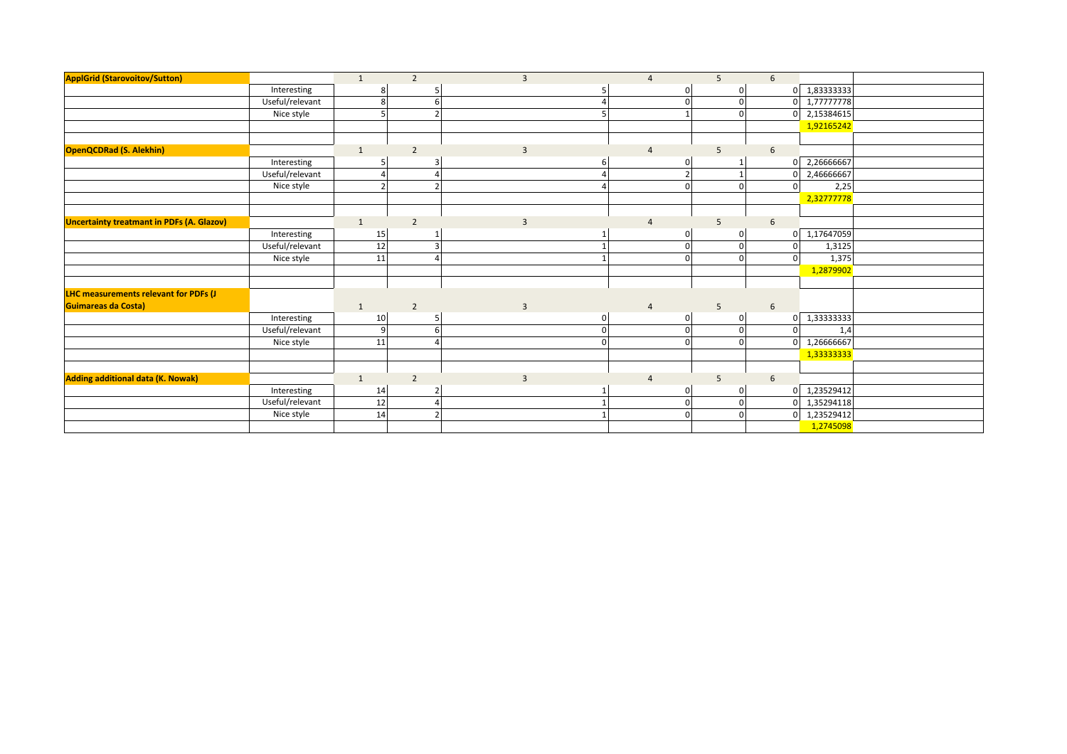| | | | | | | | | | |
|---|---|---|---|---|---|---|---|---|---|
| **ApplGrid (Starovoitov/Sutton)** | | 1 | 2 | 3 | 4 | 5 | 6 | | |
| | Interesting | 8 | 5 | 5 | 0 | 0 | 0 | 1,83333333 | |
| | Useful/relevant | 8 | 6 | 4 | 0 | 0 | 0 | 1,77777778 | |
| | Nice style | 5 | 2 | 5 | 1 | 0 | 0 | 2,15384615 | |
| | | | | | | | | 1,92165242 | |
| | | | | | | | | | |
| **OpenQCDRad (S. Alekhin)** | | 1 | 2 | 3 | 4 | 5 | 6 | | |
| | Interesting | 5 | 3 | 6 | 0 | 1 | 0 | 2,26666667 | |
| | Useful/relevant | 4 | 4 | 4 | 2 | 1 | 0 | 2,46666667 | |
| | Nice style | 2 | 2 | 4 | 0 | 0 | 0 | 2,25 | |
| | | | | | | | | 2,32777778 | |
| | | | | | | | | | |
| **Uncertainty treatmant in PDFs (A. Glazov)** | | 1 | 2 | 3 | 4 | 5 | 6 | | |
| | Interesting | 15 | 1 | 1 | 0 | 0 | 0 | 1,17647059 | |
| | Useful/relevant | 12 | 3 | 1 | 0 | 0 | 0 | 1,3125 | |
| | Nice style | 11 | 4 | 1 | 0 | 0 | 0 | 1,375 | |
| | | | | | | | | 1,2879902 | |
| | | | | | | | | | |
| **LHC measurements relevant for PDFs (J Guimareas da Costa)** | | 1 | 2 | 3 | 4 | 5 | 6 | | |
| | Interesting | 10 | 5 | 0 | 0 | 0 | 0 | 1,33333333 | |
| | Useful/relevant | 9 | 6 | 0 | 0 | 0 | 0 | 1,4 | |
| | Nice style | 11 | 4 | 0 | 0 | 0 | 0 | 1,26666667 | |
| | | | | | | | | 1,33333333 | |
| | | | | | | | | | |
| **Adding additional data (K. Nowak)** | | 1 | 2 | 3 | 4 | 5 | 6 | | |
| | Interesting | 14 | 2 | 1 | 0 | 0 | 0 | 1,23529412 | |
| | Useful/relevant | 12 | 4 | 1 | 0 | 0 | 0 | 1,35294118 | |
| | Nice style | 14 | 2 | 1 | 0 | 0 | 0 | 1,23529412 | |
| | | | | | | | | 1,2745098 | |